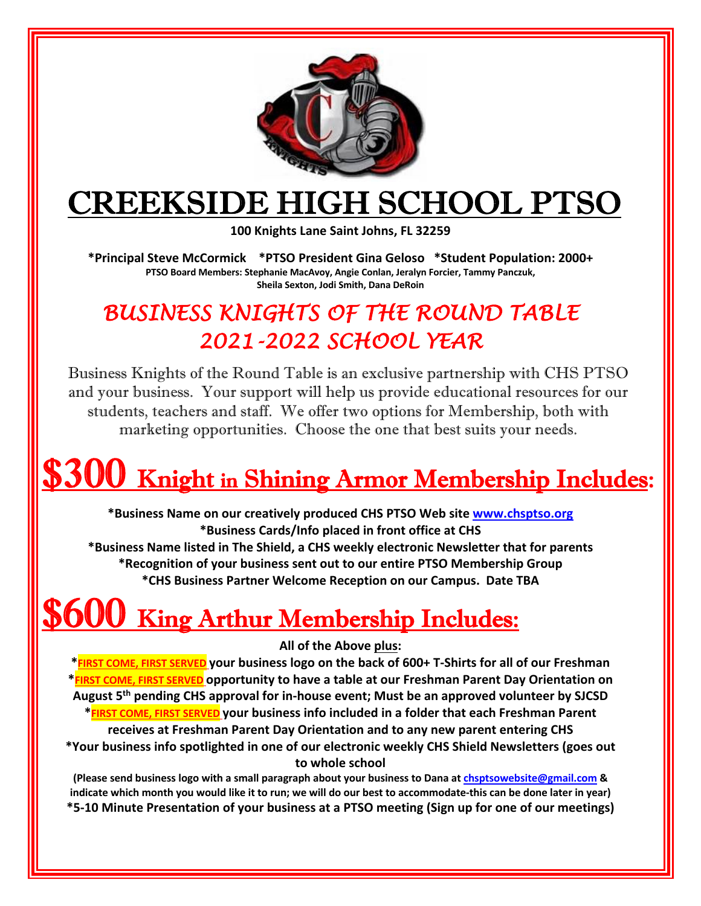# CREEKSIDE HIGH SCHOOL PTSO

**100 Knights Lane Saint Johns, FL 32259**

**\*Principal Steve McCormick \*PTSO President Gina Geloso \*Student Population: 2000+**

**PTSO Board Members: Stephanie MacAvoy, Angie Conlan, Jeralyn Forcier, Tammy Panczuk, Sheila Sexton, Jodi Smith, Dana DeRoin**

## *BUSINESS KNIGHTS OF THE ROUND TABLE 2021-2022 SCHOOL YEAR*

Business Knights of the Round Table is an exclusive partnership with CHS PTSO and your business. Your support will help us provide educational resources for our students, teachers and staff. We offer two options for Membership, both with marketing opportunities. Choose the one that best suits your needs.

## $300 Knight in Shining Armor Membership Includes:

**\*Business Name on our creatively produced CHS PTSO Web site www.chsptso.org**
**\*Business Cards/Info placed in front office at CHS**
**\*Business Name listed in The Shield, a CHS weekly electronic Newsletter that for parents**
**\*Recognition of your business sent out to our entire PTSO Membership Group**
**\*CHS Business Partner Welcome Reception on our Campus. Date TBA**

## $600 King Arthur Membership Includes:

**All of the Above plus:**

**\*FIRST COME, FIRST SERVED your business logo on the back of 600+ T-Shirts for all of our Freshman**
**\*FIRST COME, FIRST SERVED opportunity to have a table at our Freshman Parent Day Orientation on August 5th pending CHS approval for in-house event; Must be an approved volunteer by SJCSD**
**\*FIRST COME, FIRST SERVED your business info included in a folder that each Freshman Parent receives at Freshman Parent Day Orientation and to any new parent entering CHS**
**\*Your business info spotlighted in one of our electronic weekly CHS Shield Newsletters (goes out to whole school**

**(Please send business logo with a small paragraph about your business to Dana at chsptsowebsite@gmail.com & indicate which month you would like it to run; we will do our best to accommodate-this can be done later in year)**

**\*5-10 Minute Presentation of your business at a PTSO meeting (Sign up for one of our meetings)**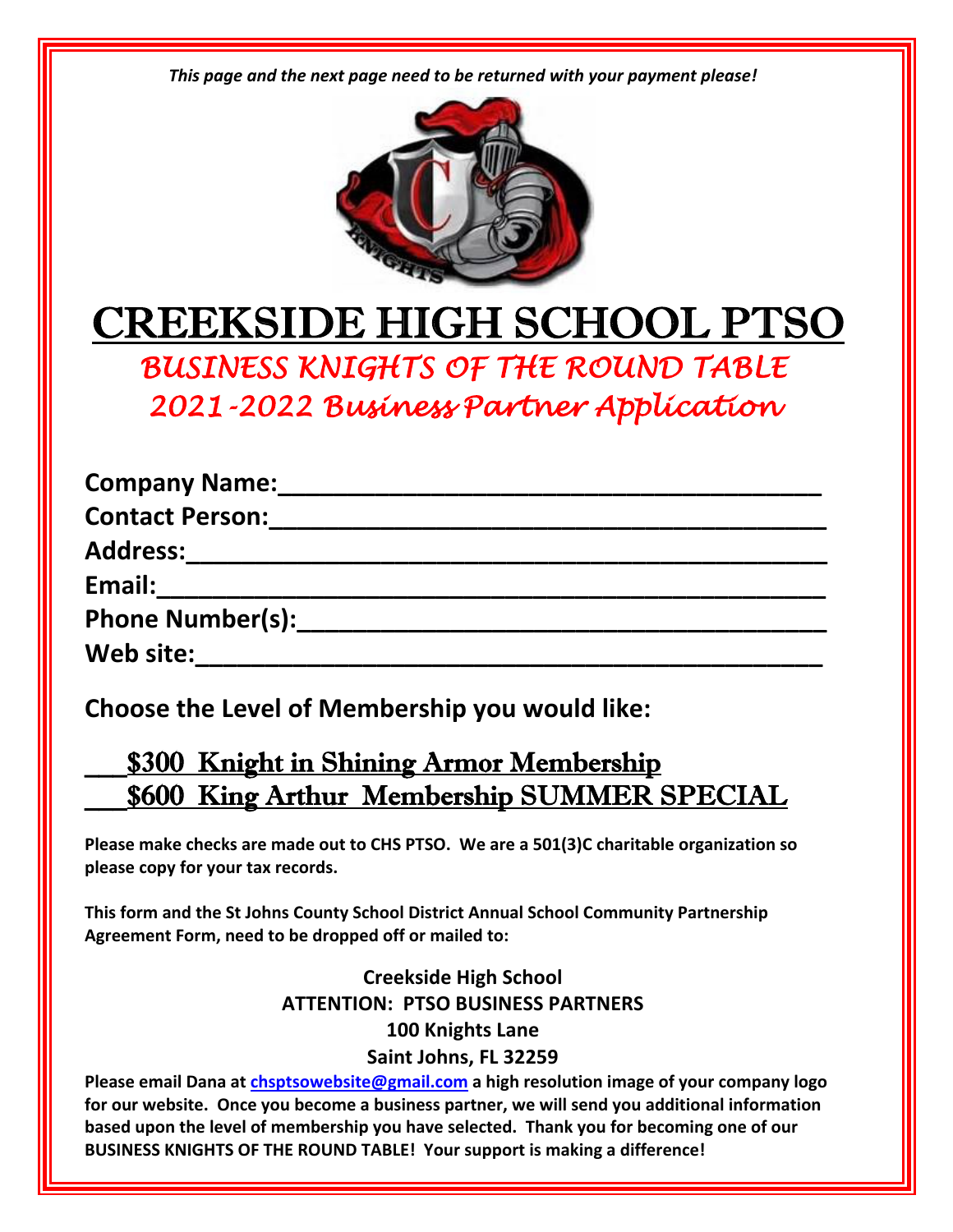*This page and the next page need to be returned with your payment please!*

# CREEKSIDE HIGH SCHOOL PTSO

## *BUSINESS KNIGHTS OF THE ROUND TABLE*

## *2021-2022 Business Partner Application*

**Company Name:**________________________________________

**Contact Person:**________________________________________

**Address:**________________________________________

**Email:**________________________________________

**Phone Number(s):**________________________________________

**Web site:**________________________________________

**Choose the Level of Membership you would like:**

___$300 Knight in Shining Armor Membership

___$600 King Arthur Membership SUMMER SPECIAL

**Please make checks are made out to CHS PTSO. We are a 501(3)C charitable organization so please copy for your tax records.**

**This form and the St Johns County School District Annual School Community Partnership Agreement Form, need to be dropped off or mailed to:**

**Creekside High School**
**ATTENTION: PTSO BUSINESS PARTNERS**
**100 Knights Lane**
**Saint Johns, FL 32259**

**Please email Dana at chsptsowebsite@gmail.com a high resolution image of your company logo for our website. Once you become a business partner, we will send you additional information based upon the level of membership you have selected. Thank you for becoming one of our BUSINESS KNIGHTS OF THE ROUND TABLE! Your support is making a difference!**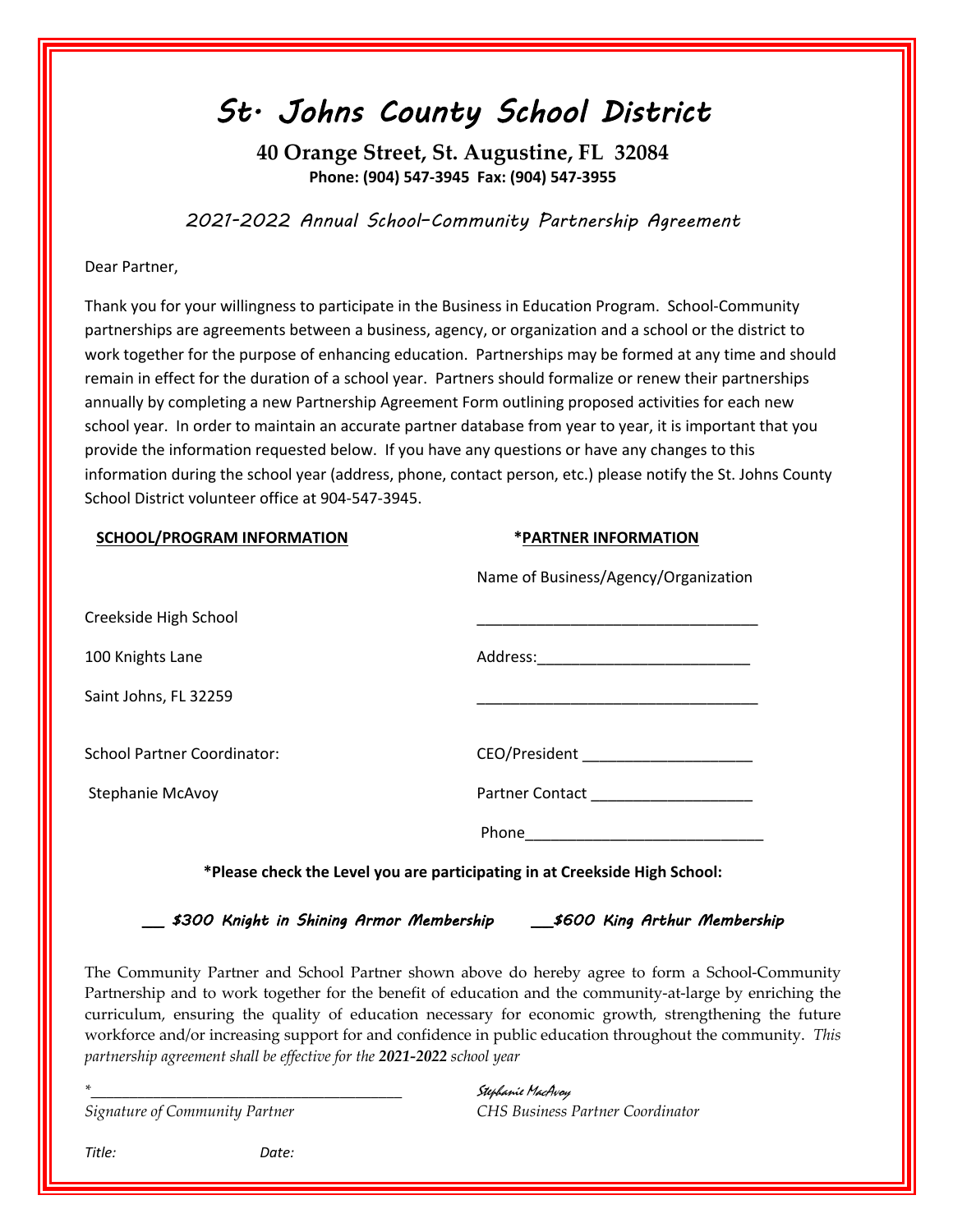# St. Johns County School District

**40 Orange Street, St. Augustine, FL 32084**
**Phone: (904) 547-3945 Fax: (904) 547-3955**

## 2021-2022 Annual School-Community Partnership Agreement

Dear Partner,

Thank you for your willingness to participate in the Business in Education Program. School-Community partnerships are agreements between a business, agency, or organization and a school or the district to work together for the purpose of enhancing education. Partnerships may be formed at any time and should remain in effect for the duration of a school year. Partners should formalize or renew their partnerships annually by completing a new Partnership Agreement Form outlining proposed activities for each new school year. In order to maintain an accurate partner database from year to year, it is important that you provide the information requested below. If you have any questions or have any changes to this information during the school year (address, phone, contact person, etc.) please notify the St. Johns County School District volunteer office at 904-547-3945.

| **SCHOOL/PROGRAM INFORMATION** | ***PARTNER INFORMATION** |
|---|---|
| | Name of Business/Agency/Organization |
| Creekside High School | _________________________________ |
| 100 Knights Lane | Address:_________________________ |
| Saint Johns, FL 32259 | _________________________________ |
| School Partner Coordinator: | CEO/President ___________________ |
| Stephanie McAvoy | Partner Contact __________________ |
| | Phone___________________________ |

***Please check the Level you are participating in at Creekside High School:**

*__ $300 Knight in Shining Armor Membership*    *__$600 King Arthur Membership*

The Community Partner and School Partner shown above do hereby agree to form a School-Community Partnership and to work together for the benefit of education and the community-at-large by enriching the curriculum, ensuring the quality of education necessary for economic growth, strengthening the future workforce and/or increasing support for and confidence in public education throughout the community. *This partnership agreement shall be effective for the **2021-2022** school year*

*______________________________________
*Signature of Community Partner*

Stephanie MacAvoy
*CHS Business Partner Coordinator*

*Title:* *Date:*